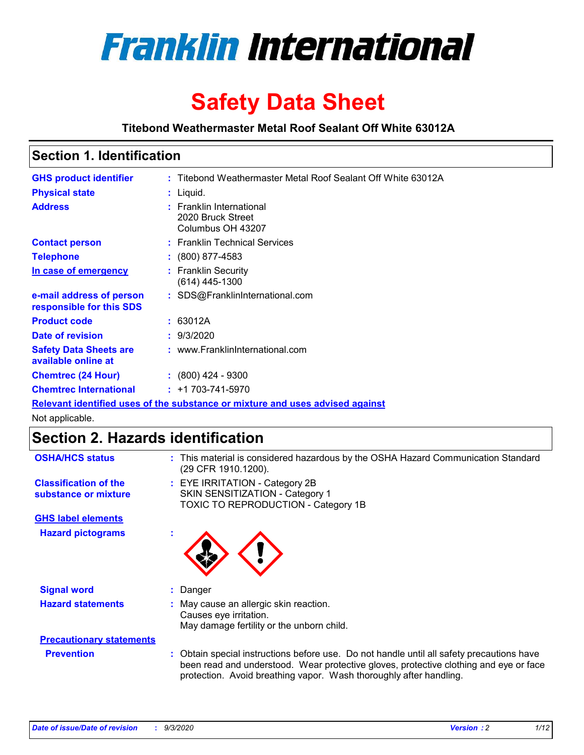# Franklin International

# Safety Data Sheet

**Titebond Weathermaster Metal Roof Sealant Off White 63012A**

## Section 1. Identification

| | | |
|---|---|---|
| **GHS product identifier** | : | Titebond Weathermaster Metal Roof Sealant Off White 63012A |
| **Physical state** | : | Liquid. |
| **Address** | : | Franklin International<br>2020 Bruck Street<br>Columbus OH 43207 |
| **Contact person** | : | Franklin Technical Services |
| **Telephone** | : | (800) 877-4583 |
| **In case of emergency** | : | Franklin Security<br>(614) 445-1300 |
| **e-mail address of person responsible for this SDS** | : | SDS@FranklinInternational.com |
| **Product code** | : | 63012A |
| **Date of revision** | : | 9/3/2020 |
| **Safety Data Sheets are available online at** | : | www.FranklinInternational.com |
| **Chemtrec (24 Hour)** | : | (800) 424 - 9300 |
| **Chemtrec International** | : | +1 703-741-5970 |

**Relevant identified uses of the substance or mixture and uses advised against**

Not applicable.

## Section 2. Hazards identification

| | | |
|---|---|---|
| **OSHA/HCS status** | : | This material is considered hazardous by the OSHA Hazard Communication Standard (29 CFR 1910.1200). |
| **Classification of the substance or mixture** | : | EYE IRRITATION - Category 2B<br>SKIN SENSITIZATION - Category 1<br>TOXIC TO REPRODUCTION - Category 1B |

**GHS label elements**

| | | |
|---|---|---|
| **Hazard pictograms** | : | |
| **Signal word** | : | Danger |
| **Hazard statements** | : | May cause an allergic skin reaction.<br>Causes eye irritation.<br>May damage fertility or the unborn child. |

**Precautionary statements**

| | | |
|---|---|---|
| **Prevention** | : | Obtain special instructions before use. Do not handle until all safety precautions have been read and understood. Wear protective gloves, protective clothing and eye or face protection. Avoid breathing vapor. Wash thoroughly after handling. |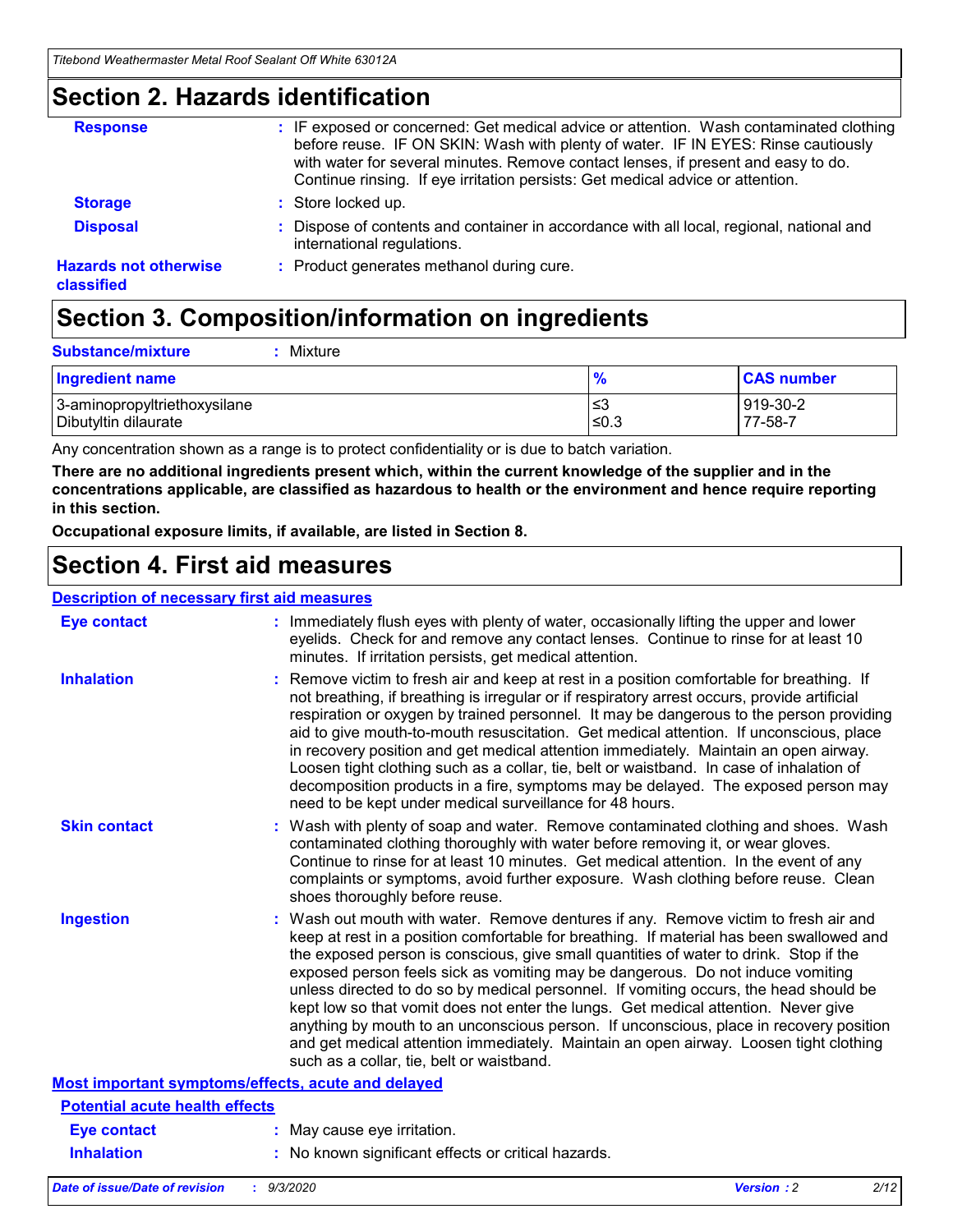## Section 2. Hazards identification

**Response** : IF exposed or concerned: Get medical advice or attention. Wash contaminated clothing before reuse. IF ON SKIN: Wash with plenty of water. IF IN EYES: Rinse cautiously with water for several minutes. Remove contact lenses, if present and easy to do. Continue rinsing. If eye irritation persists: Get medical advice or attention.

**Storage** : Store locked up.

**Disposal** : Dispose of contents and container in accordance with all local, regional, national and international regulations.

**Hazards not otherwise classified** : Product generates methanol during cure.

## Section 3. Composition/information on ingredients

**Substance/mixture** : Mixture

| Ingredient name | % | CAS number |
| --- | --- | --- |
| 3-aminopropyltriethoxysilane | ≤3 | 919-30-2 |
| Dibutyltin dilaurate | ≤0.3 | 77-58-7 |

Any concentration shown as a range is to protect confidentiality or is due to batch variation.

**There are no additional ingredients present which, within the current knowledge of the supplier and in the concentrations applicable, are classified as hazardous to health or the environment and hence require reporting in this section.**

**Occupational exposure limits, if available, are listed in Section 8.**

## Section 4. First aid measures

**Description of necessary first aid measures**

**Eye contact** : Immediately flush eyes with plenty of water, occasionally lifting the upper and lower eyelids. Check for and remove any contact lenses. Continue to rinse for at least 10 minutes. If irritation persists, get medical attention.

**Inhalation** : Remove victim to fresh air and keep at rest in a position comfortable for breathing. If not breathing, if breathing is irregular or if respiratory arrest occurs, provide artificial respiration or oxygen by trained personnel. It may be dangerous to the person providing aid to give mouth-to-mouth resuscitation. Get medical attention. If unconscious, place in recovery position and get medical attention immediately. Maintain an open airway. Loosen tight clothing such as a collar, tie, belt or waistband. In case of inhalation of decomposition products in a fire, symptoms may be delayed. The exposed person may need to be kept under medical surveillance for 48 hours.

**Skin contact** : Wash with plenty of soap and water. Remove contaminated clothing and shoes. Wash contaminated clothing thoroughly with water before removing it, or wear gloves. Continue to rinse for at least 10 minutes. Get medical attention. In the event of any complaints or symptoms, avoid further exposure. Wash clothing before reuse. Clean shoes thoroughly before reuse.

**Ingestion** : Wash out mouth with water. Remove dentures if any. Remove victim to fresh air and keep at rest in a position comfortable for breathing. If material has been swallowed and the exposed person is conscious, give small quantities of water to drink. Stop if the exposed person feels sick as vomiting may be dangerous. Do not induce vomiting unless directed to do so by medical personnel. If vomiting occurs, the head should be kept low so that vomit does not enter the lungs. Get medical attention. Never give anything by mouth to an unconscious person. If unconscious, place in recovery position and get medical attention immediately. Maintain an open airway. Loosen tight clothing such as a collar, tie, belt or waistband.

**Most important symptoms/effects, acute and delayed**

**Potential acute health effects**

**Eye contact** : May cause eye irritation.

**Inhalation** : No known significant effects or critical hazards.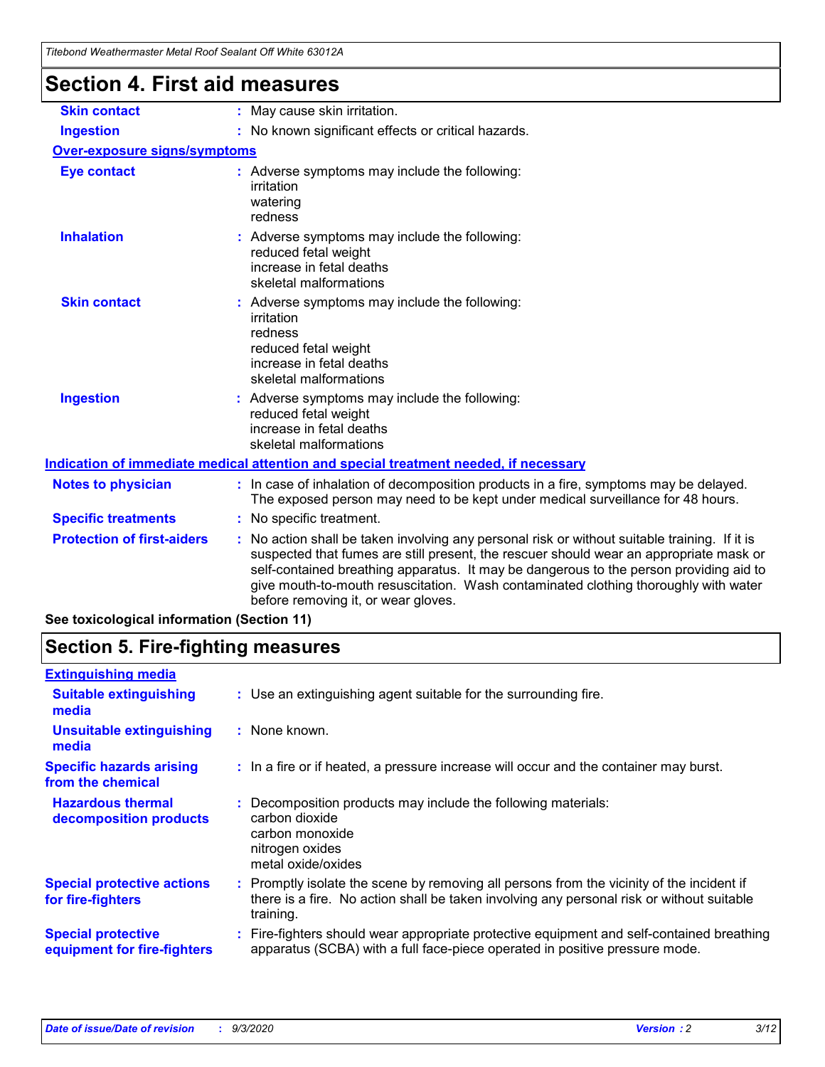# Section 4. First aid measures

| | |
|---|---|
| **Skin contact** | : May cause skin irritation. |
| **Ingestion** | : No known significant effects or critical hazards. |

**Over-exposure signs/symptoms**

| | |
|---|---|
| **Eye contact** | : Adverse symptoms may include the following:<br>irritation<br>watering<br>redness |
| **Inhalation** | : Adverse symptoms may include the following:<br>reduced fetal weight<br>increase in fetal deaths<br>skeletal malformations |
| **Skin contact** | : Adverse symptoms may include the following:<br>irritation<br>redness<br>reduced fetal weight<br>increase in fetal deaths<br>skeletal malformations |
| **Ingestion** | : Adverse symptoms may include the following:<br>reduced fetal weight<br>increase in fetal deaths<br>skeletal malformations |

**Indication of immediate medical attention and special treatment needed, if necessary**

| | |
|---|---|
| **Notes to physician** | : In case of inhalation of decomposition products in a fire, symptoms may be delayed. The exposed person may need to be kept under medical surveillance for 48 hours. |
| **Specific treatments** | : No specific treatment. |
| **Protection of first-aiders** | : No action shall be taken involving any personal risk or without suitable training. If it is suspected that fumes are still present, the rescuer should wear an appropriate mask or self-contained breathing apparatus. It may be dangerous to the person providing aid to give mouth-to-mouth resuscitation. Wash contaminated clothing thoroughly with water before removing it, or wear gloves. |

**See toxicological information (Section 11)**

# Section 5. Fire-fighting measures

**Extinguishing media**

| | |
|---|---|
| **Suitable extinguishing media** | : Use an extinguishing agent suitable for the surrounding fire. |
| **Unsuitable extinguishing media** | : None known. |
| **Specific hazards arising from the chemical** | : In a fire or if heated, a pressure increase will occur and the container may burst. |
| **Hazardous thermal decomposition products** | : Decomposition products may include the following materials:<br>carbon dioxide<br>carbon monoxide<br>nitrogen oxides<br>metal oxide/oxides |
| **Special protective actions for fire-fighters** | : Promptly isolate the scene by removing all persons from the vicinity of the incident if there is a fire. No action shall be taken involving any personal risk or without suitable training. |
| **Special protective equipment for fire-fighters** | : Fire-fighters should wear appropriate protective equipment and self-contained breathing apparatus (SCBA) with a full face-piece operated in positive pressure mode. |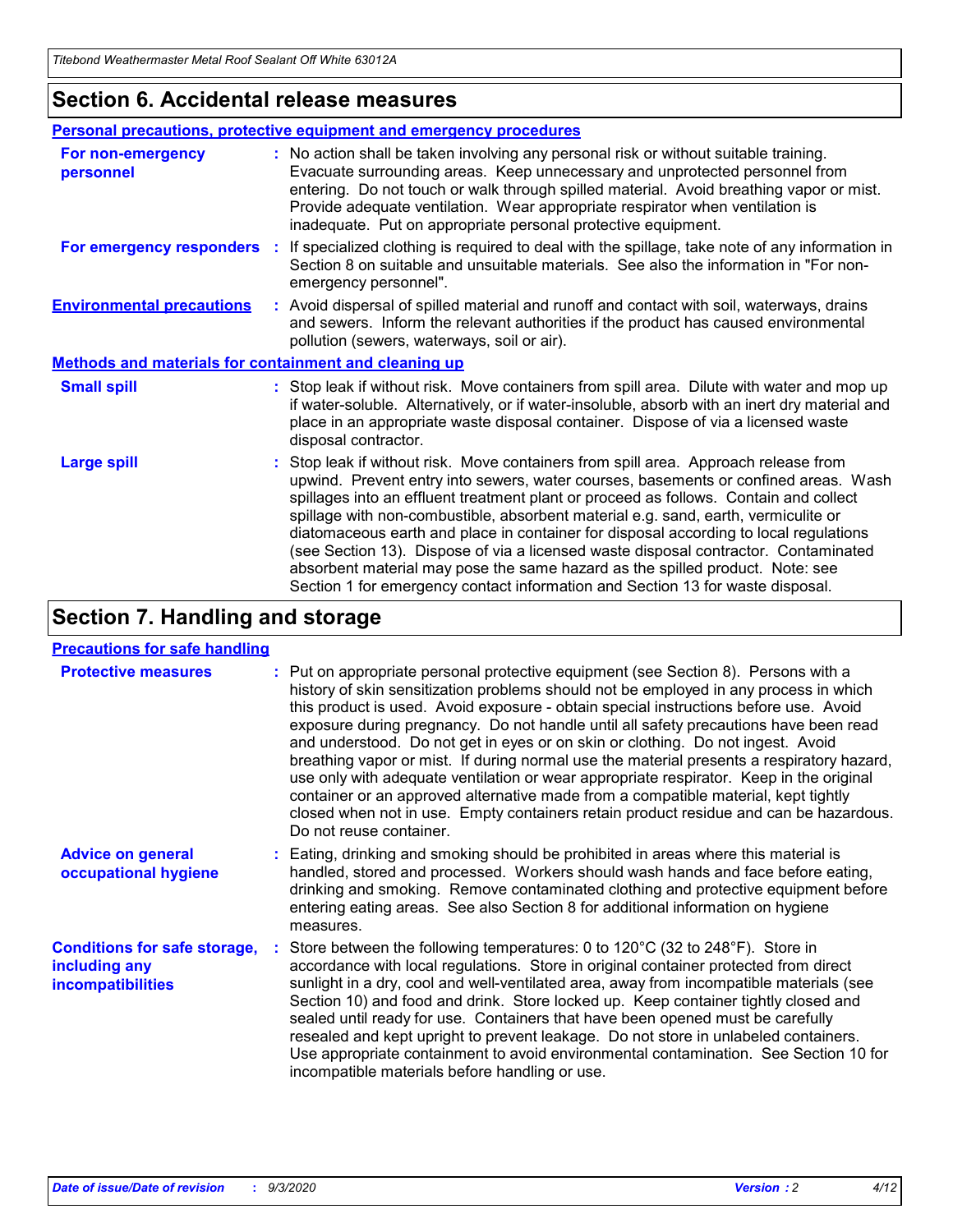## Section 6. Accidental release measures

### Personal precautions, protective equipment and emergency procedures

**For non-emergency personnel** : No action shall be taken involving any personal risk or without suitable training. Evacuate surrounding areas. Keep unnecessary and unprotected personnel from entering. Do not touch or walk through spilled material. Avoid breathing vapor or mist. Provide adequate ventilation. Wear appropriate respirator when ventilation is inadequate. Put on appropriate personal protective equipment.

**For emergency responders** : If specialized clothing is required to deal with the spillage, take note of any information in Section 8 on suitable and unsuitable materials. See also the information in "For non-emergency personnel".

**Environmental precautions** : Avoid dispersal of spilled material and runoff and contact with soil, waterways, drains and sewers. Inform the relevant authorities if the product has caused environmental pollution (sewers, waterways, soil or air).

### Methods and materials for containment and cleaning up

**Small spill** : Stop leak if without risk. Move containers from spill area. Dilute with water and mop up if water-soluble. Alternatively, or if water-insoluble, absorb with an inert dry material and place in an appropriate waste disposal container. Dispose of via a licensed waste disposal contractor.

**Large spill** : Stop leak if without risk. Move containers from spill area. Approach release from upwind. Prevent entry into sewers, water courses, basements or confined areas. Wash spillages into an effluent treatment plant or proceed as follows. Contain and collect spillage with non-combustible, absorbent material e.g. sand, earth, vermiculite or diatomaceous earth and place in container for disposal according to local regulations (see Section 13). Dispose of via a licensed waste disposal contractor. Contaminated absorbent material may pose the same hazard as the spilled product. Note: see Section 1 for emergency contact information and Section 13 for waste disposal.

## Section 7. Handling and storage

### Precautions for safe handling

**Protective measures** : Put on appropriate personal protective equipment (see Section 8). Persons with a history of skin sensitization problems should not be employed in any process in which this product is used. Avoid exposure - obtain special instructions before use. Avoid exposure during pregnancy. Do not handle until all safety precautions have been read and understood. Do not get in eyes or on skin or clothing. Do not ingest. Avoid breathing vapor or mist. If during normal use the material presents a respiratory hazard, use only with adequate ventilation or wear appropriate respirator. Keep in the original container or an approved alternative made from a compatible material, kept tightly closed when not in use. Empty containers retain product residue and can be hazardous. Do not reuse container.

**Advice on general occupational hygiene** : Eating, drinking and smoking should be prohibited in areas where this material is handled, stored and processed. Workers should wash hands and face before eating, drinking and smoking. Remove contaminated clothing and protective equipment before entering eating areas. See also Section 8 for additional information on hygiene measures.

**Conditions for safe storage, including any incompatibilities** : Store between the following temperatures: 0 to 120°C (32 to 248°F). Store in accordance with local regulations. Store in original container protected from direct sunlight in a dry, cool and well-ventilated area, away from incompatible materials (see Section 10) and food and drink. Store locked up. Keep container tightly closed and sealed until ready for use. Containers that have been opened must be carefully resealed and kept upright to prevent leakage. Do not store in unlabeled containers. Use appropriate containment to avoid environmental contamination. See Section 10 for incompatible materials before handling or use.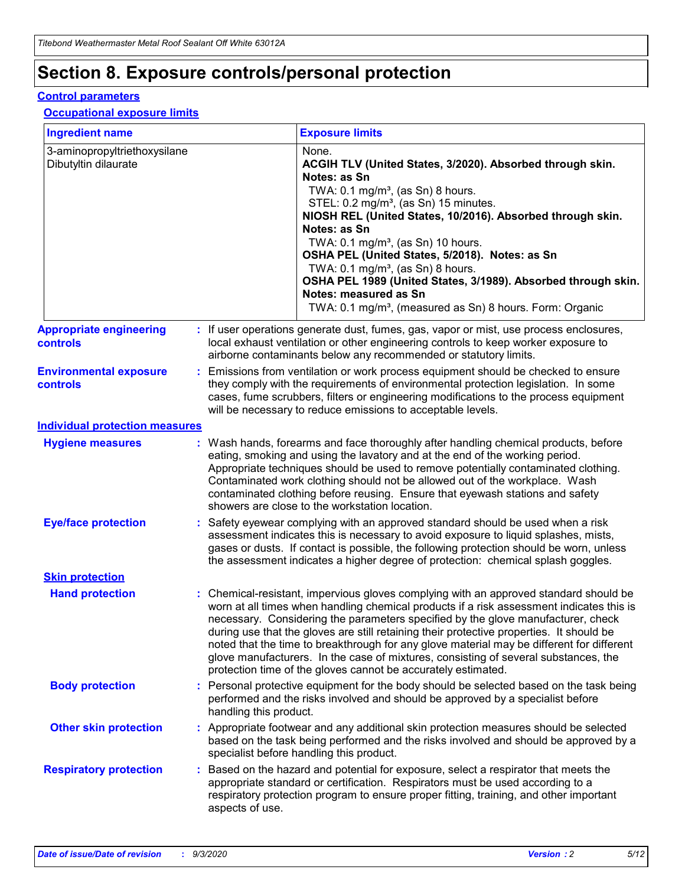# Section 8. Exposure controls/personal protection

## Control parameters

### Occupational exposure limits

| Ingredient name | Exposure limits |
| --- | --- |
| 3-aminopropyltriethoxysilane<br>Dibutyltin dilaurate | None.<br>**ACGIH TLV (United States, 3/2020). Absorbed through skin. Notes: as Sn**<br>TWA: 0.1 mg/m³, (as Sn) 8 hours.<br>STEL: 0.2 mg/m³, (as Sn) 15 minutes.<br>**NIOSH REL (United States, 10/2016). Absorbed through skin. Notes: as Sn**<br>TWA: 0.1 mg/m³, (as Sn) 10 hours.<br>**OSHA PEL (United States, 5/2018). Notes: as Sn**<br>TWA: 0.1 mg/m³, (as Sn) 8 hours.<br>**OSHA PEL 1989 (United States, 3/1989). Absorbed through skin. Notes: measured as Sn**<br>TWA: 0.1 mg/m³, (measured as Sn) 8 hours. Form: Organic |

**Appropriate engineering controls** : If user operations generate dust, fumes, gas, vapor or mist, use process enclosures, local exhaust ventilation or other engineering controls to keep worker exposure to airborne contaminants below any recommended or statutory limits.

**Environmental exposure controls** : Emissions from ventilation or work process equipment should be checked to ensure they comply with the requirements of environmental protection legislation. In some cases, fume scrubbers, filters or engineering modifications to the process equipment will be necessary to reduce emissions to acceptable levels.

## Individual protection measures

**Hygiene measures** : Wash hands, forearms and face thoroughly after handling chemical products, before eating, smoking and using the lavatory and at the end of the working period. Appropriate techniques should be used to remove potentially contaminated clothing. Contaminated work clothing should not be allowed out of the workplace. Wash contaminated clothing before reusing. Ensure that eyewash stations and safety showers are close to the workstation location.

**Eye/face protection** : Safety eyewear complying with an approved standard should be used when a risk assessment indicates this is necessary to avoid exposure to liquid splashes, mists, gases or dusts. If contact is possible, the following protection should be worn, unless the assessment indicates a higher degree of protection: chemical splash goggles.

### Skin protection

**Hand protection** : Chemical-resistant, impervious gloves complying with an approved standard should be worn at all times when handling chemical products if a risk assessment indicates this is necessary. Considering the parameters specified by the glove manufacturer, check during use that the gloves are still retaining their protective properties. It should be noted that the time to breakthrough for any glove material may be different for different glove manufacturers. In the case of mixtures, consisting of several substances, the protection time of the gloves cannot be accurately estimated.

**Body protection** : Personal protective equipment for the body should be selected based on the task being performed and the risks involved and should be approved by a specialist before handling this product.

**Other skin protection** : Appropriate footwear and any additional skin protection measures should be selected based on the task being performed and the risks involved and should be approved by a specialist before handling this product.

**Respiratory protection** : Based on the hazard and potential for exposure, select a respirator that meets the appropriate standard or certification. Respirators must be used according to a respiratory protection program to ensure proper fitting, training, and other important aspects of use.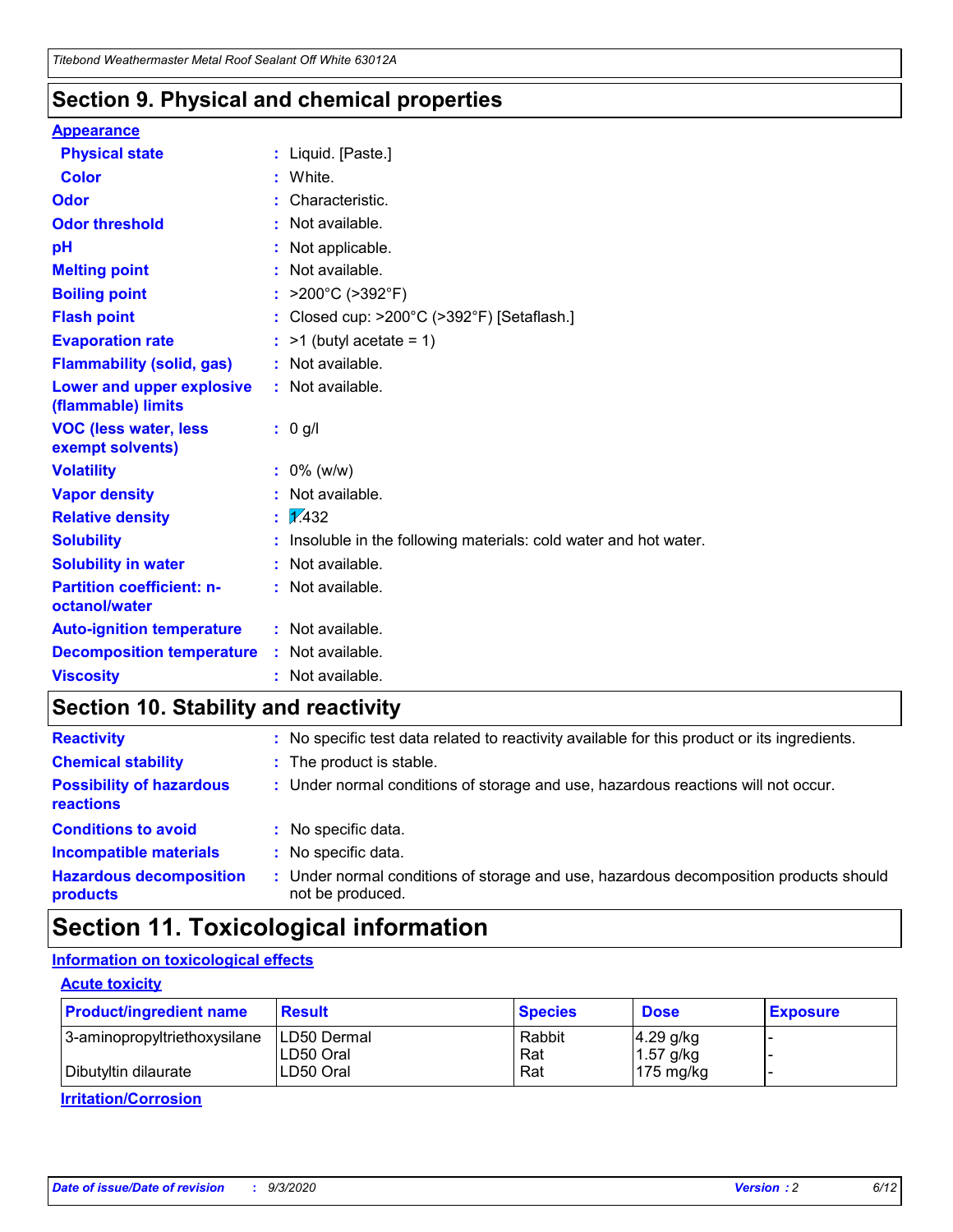## Section 9. Physical and chemical properties

### Appearance

| | | |
|---|---|---|
| **Physical state** | : | Liquid. [Paste.] |
| **Color** | : | White. |
| **Odor** | : | Characteristic. |
| **Odor threshold** | : | Not available. |
| **pH** | : | Not applicable. |
| **Melting point** | : | Not available. |
| **Boiling point** | : | >200°C (>392°F) |
| **Flash point** | : | Closed cup: >200°C (>392°F) [Setaflash.] |
| **Evaporation rate** | : | >1 (butyl acetate = 1) |
| **Flammability (solid, gas)** | : | Not available. |
| **Lower and upper explosive (flammable) limits** | : | Not available. |
| **VOC (less water, less exempt solvents)** | : | 0 g/l |
| **Volatility** | : | 0% (w/w) |
| **Vapor density** | : | Not available. |
| **Relative density** | : | 1.432 |
| **Solubility** | : | Insoluble in the following materials: cold water and hot water. |
| **Solubility in water** | : | Not available. |
| **Partition coefficient: n-octanol/water** | : | Not available. |
| **Auto-ignition temperature** | : | Not available. |
| **Decomposition temperature** | : | Not available. |
| **Viscosity** | : | Not available. |

## Section 10. Stability and reactivity

| | | |
|---|---|---|
| **Reactivity** | : | No specific test data related to reactivity available for this product or its ingredients. |
| **Chemical stability** | : | The product is stable. |
| **Possibility of hazardous reactions** | : | Under normal conditions of storage and use, hazardous reactions will not occur. |
| **Conditions to avoid** | : | No specific data. |
| **Incompatible materials** | : | No specific data. |
| **Hazardous decomposition products** | : | Under normal conditions of storage and use, hazardous decomposition products should not be produced. |

## Section 11. Toxicological information

### Information on toxicological effects

#### Acute toxicity

| Product/ingredient name | Result | Species | Dose | Exposure |
|---|---|---|---|---|
| 3-aminopropyltriethoxysilane | LD50 Dermal | Rabbit | 4.29 g/kg | - |
| | LD50 Oral | Rat | 1.57 g/kg | - |
| Dibutyltin dilaurate | LD50 Oral | Rat | 175 mg/kg | - |

#### Irritation/Corrosion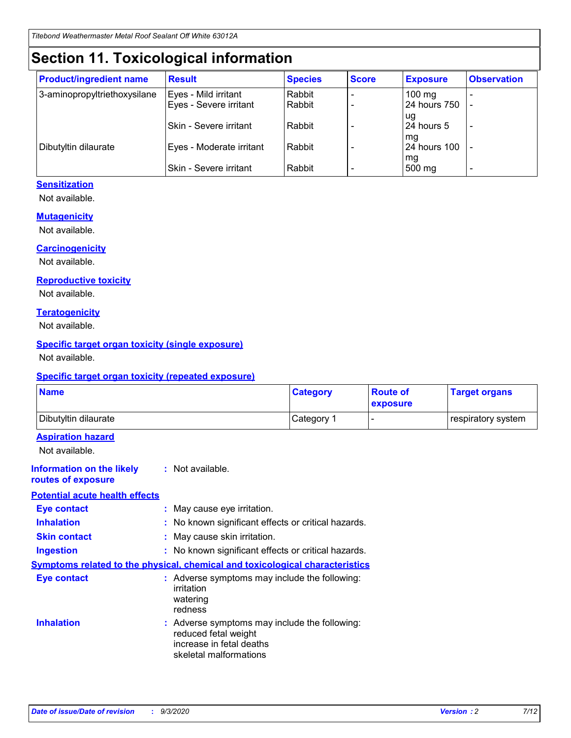# Section 11. Toxicological information

| Product/ingredient name | Result | Species | Score | Exposure | Observation |
|---|---|---|---|---|---|
| 3-aminopropyltriethoxysilane | Eyes - Mild irritant | Rabbit | - | 100 mg | - |
| | Eyes - Severe irritant | Rabbit | - | 24 hours 750 ug | - |
| | Skin - Severe irritant | Rabbit | - | 24 hours 5 mg | - |
| Dibutyltin dilaurate | Eyes - Moderate irritant | Rabbit | - | 24 hours 100 mg | - |
| | Skin - Severe irritant | Rabbit | - | 500 mg | - |

### Sensitization

Not available.

### Mutagenicity

Not available.

### Carcinogenicity

Not available.

### Reproductive toxicity

Not available.

### Teratogenicity

Not available.

### Specific target organ toxicity (single exposure)

Not available.

### Specific target organ toxicity (repeated exposure)

| Name | Category | Route of exposure | Target organs |
|---|---|---|---|
| Dibutyltin dilaurate | Category 1 | - | respiratory system |

### Aspiration hazard

Not available.

**Information on the likely routes of exposure** : Not available.

### Potential acute health effects

**Eye contact** : May cause eye irritation.

**Inhalation** : No known significant effects or critical hazards.

**Skin contact** : May cause skin irritation.

**Ingestion** : No known significant effects or critical hazards.

### Symptoms related to the physical, chemical and toxicological characteristics

**Eye contact** : Adverse symptoms may include the following:
irritation
watering
redness

**Inhalation** : Adverse symptoms may include the following:
reduced fetal weight
increase in fetal deaths
skeletal malformations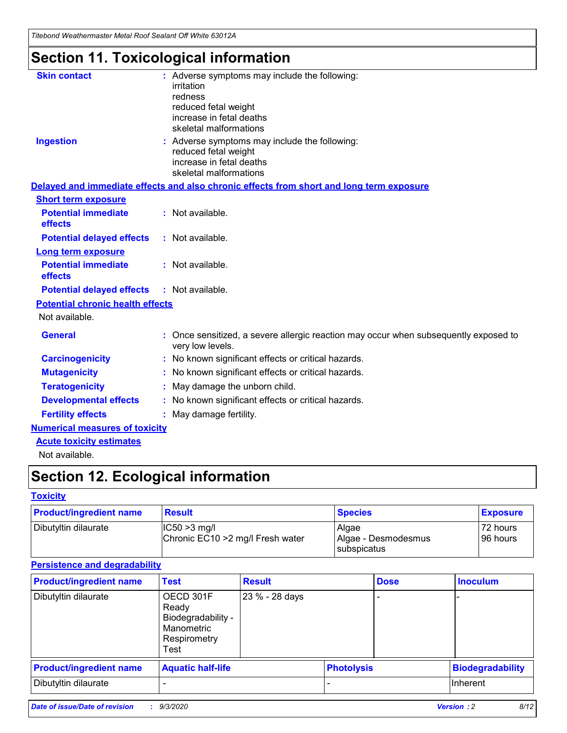# Section 11. Toxicological information

**Skin contact** : Adverse symptoms may include the following:
irritation
redness
reduced fetal weight
increase in fetal deaths
skeletal malformations

**Ingestion** : Adverse symptoms may include the following:
reduced fetal weight
increase in fetal deaths
skeletal malformations

**Delayed and immediate effects and also chronic effects from short and long term exposure**

**Short term exposure**

**Potential immediate effects** : Not available.

**Potential delayed effects** : Not available.

**Long term exposure**

**Potential immediate effects** : Not available.

**Potential delayed effects** : Not available.

**Potential chronic health effects**

Not available.

**General** : Once sensitized, a severe allergic reaction may occur when subsequently exposed to very low levels.

**Carcinogenicity** : No known significant effects or critical hazards.

**Mutagenicity** : No known significant effects or critical hazards.

**Teratogenicity** : May damage the unborn child.

**Developmental effects** : No known significant effects or critical hazards.

**Fertility effects** : May damage fertility.

**Numerical measures of toxicity**

**Acute toxicity estimates**

Not available.

# Section 12. Ecological information

**Toxicity**

| Product/ingredient name | Result | Species | Exposure |
|---|---|---|---|
| Dibutyltin dilaurate | IC50 >3 mg/l<br>Chronic EC10 >2 mg/l Fresh water | Algae<br>Algae - Desmodesmus subspicatus | 72 hours<br>96 hours |

**Persistence and degradability**

| Product/ingredient name | Test | Result | Dose | Inoculum |
|---|---|---|---|---|
| Dibutyltin dilaurate | OECD 301F Ready Biodegradability - Manometric Respirometry Test | 23 % - 28 days | - | - |

| Product/ingredient name | Aquatic half-life | Photolysis | Biodegradability |
|---|---|---|---|
| Dibutyltin dilaurate | - | - | Inherent |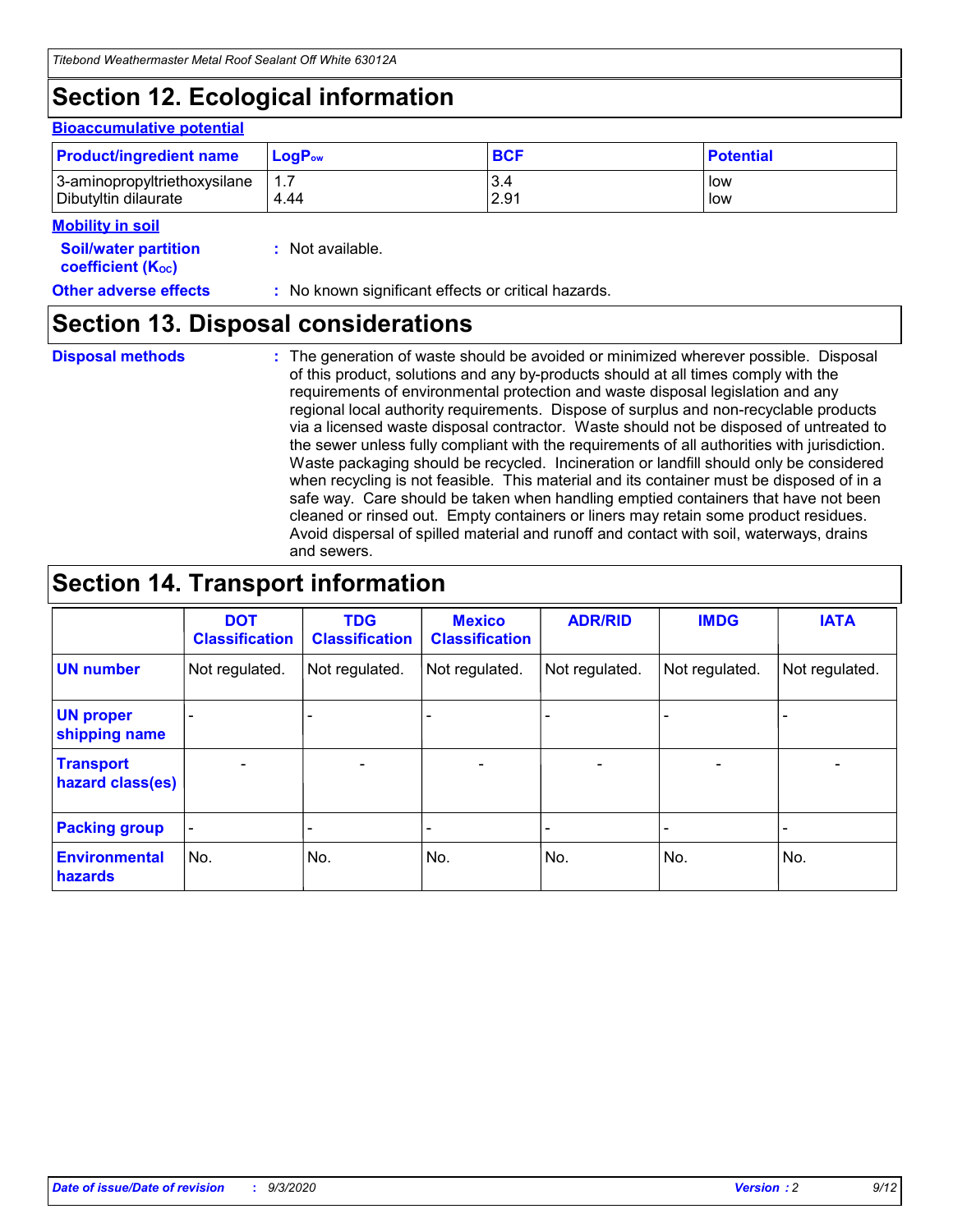## Section 12. Ecological information

### Bioaccumulative potential

| Product/ingredient name | $LogP_{ow}$ | BCF | Potential |
|---|---|---|---|
| 3-aminopropyltriethoxysilane | 1.7 | 3.4 | low |
| Dibutyltin dilaurate | 4.44 | 2.91 | low |

### Mobility in soil

**Soil/water partition coefficient ($K_{OC}$)** : Not available.

**Other adverse effects** : No known significant effects or critical hazards.

## Section 13. Disposal considerations

**Disposal methods** : The generation of waste should be avoided or minimized wherever possible. Disposal of this product, solutions and any by-products should at all times comply with the requirements of environmental protection and waste disposal legislation and any regional local authority requirements. Dispose of surplus and non-recyclable products via a licensed waste disposal contractor. Waste should not be disposed of untreated to the sewer unless fully compliant with the requirements of all authorities with jurisdiction. Waste packaging should be recycled. Incineration or landfill should only be considered when recycling is not feasible. This material and its container must be disposed of in a safe way. Care should be taken when handling emptied containers that have not been cleaned or rinsed out. Empty containers or liners may retain some product residues. Avoid dispersal of spilled material and runoff and contact with soil, waterways, drains and sewers.

## Section 14. Transport information

| | DOT Classification | TDG Classification | Mexico Classification | ADR/RID | IMDG | IATA |
|---|---|---|---|---|---|---|
| **UN number** | Not regulated. | Not regulated. | Not regulated. | Not regulated. | Not regulated. | Not regulated. |
| **UN proper shipping name** | - | - | - | - | - | - |
| **Transport hazard class(es)** | - | - | - | - | - | - |
| **Packing group** | - | - | - | - | - | - |
| **Environmental hazards** | No. | No. | No. | No. | No. | No. |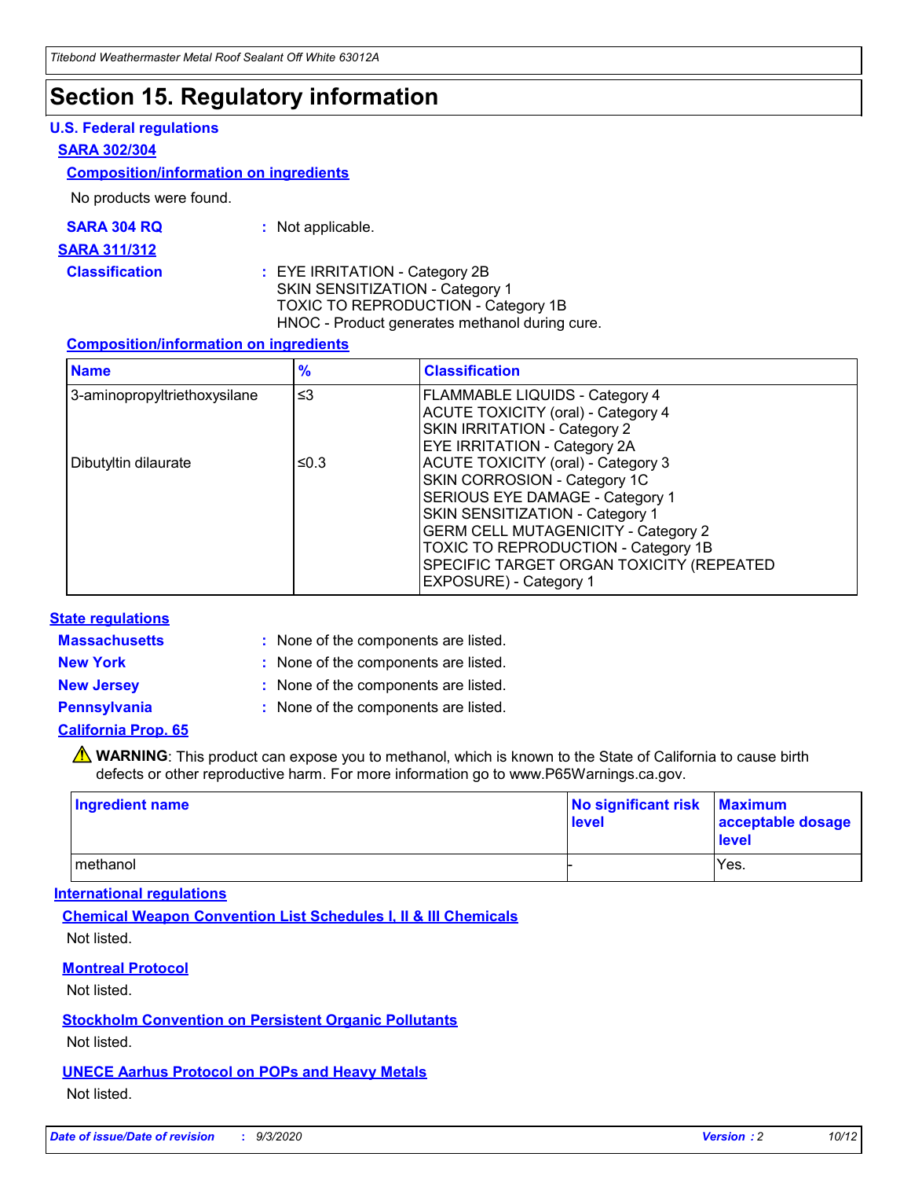# Section 15. Regulatory information

### U.S. Federal regulations

**SARA 302/304**

**Composition/information on ingredients**

No products were found.

**SARA 304 RQ** : Not applicable.

**SARA 311/312**

**Classification** : EYE IRRITATION - Category 2B
SKIN SENSITIZATION - Category 1
TOXIC TO REPRODUCTION - Category 1B
HNOC - Product generates methanol during cure.

**Composition/information on ingredients**

| Name | % | Classification |
|---|---|---|
| 3-aminopropyltriethoxysilane | ≤3 | FLAMMABLE LIQUIDS - Category 4<br>ACUTE TOXICITY (oral) - Category 4<br>SKIN IRRITATION - Category 2<br>EYE IRRITATION - Category 2A |
| Dibutyltin dilaurate | ≤0.3 | ACUTE TOXICITY (oral) - Category 3<br>SKIN CORROSION - Category 1C<br>SERIOUS EYE DAMAGE - Category 1<br>SKIN SENSITIZATION - Category 1<br>GERM CELL MUTAGENICITY - Category 2<br>TOXIC TO REPRODUCTION - Category 1B<br>SPECIFIC TARGET ORGAN TOXICITY (REPEATED EXPOSURE) - Category 1 |

### State regulations

**Massachusetts** : None of the components are listed.

**New York** : None of the components are listed.

**New Jersey** : None of the components are listed.

**Pennsylvania** : None of the components are listed.

**California Prop. 65**

⚠ **WARNING**: This product can expose you to methanol, which is known to the State of California to cause birth defects or other reproductive harm. For more information go to www.P65Warnings.ca.gov.

| Ingredient name | No significant risk level | Maximum acceptable dosage level |
|---|---|---|
| methanol | - | Yes. |

### International regulations

**Chemical Weapon Convention List Schedules I, II & III Chemicals**

Not listed.

**Montreal Protocol**

Not listed.

**Stockholm Convention on Persistent Organic Pollutants**

Not listed.

**UNECE Aarhus Protocol on POPs and Heavy Metals**

Not listed.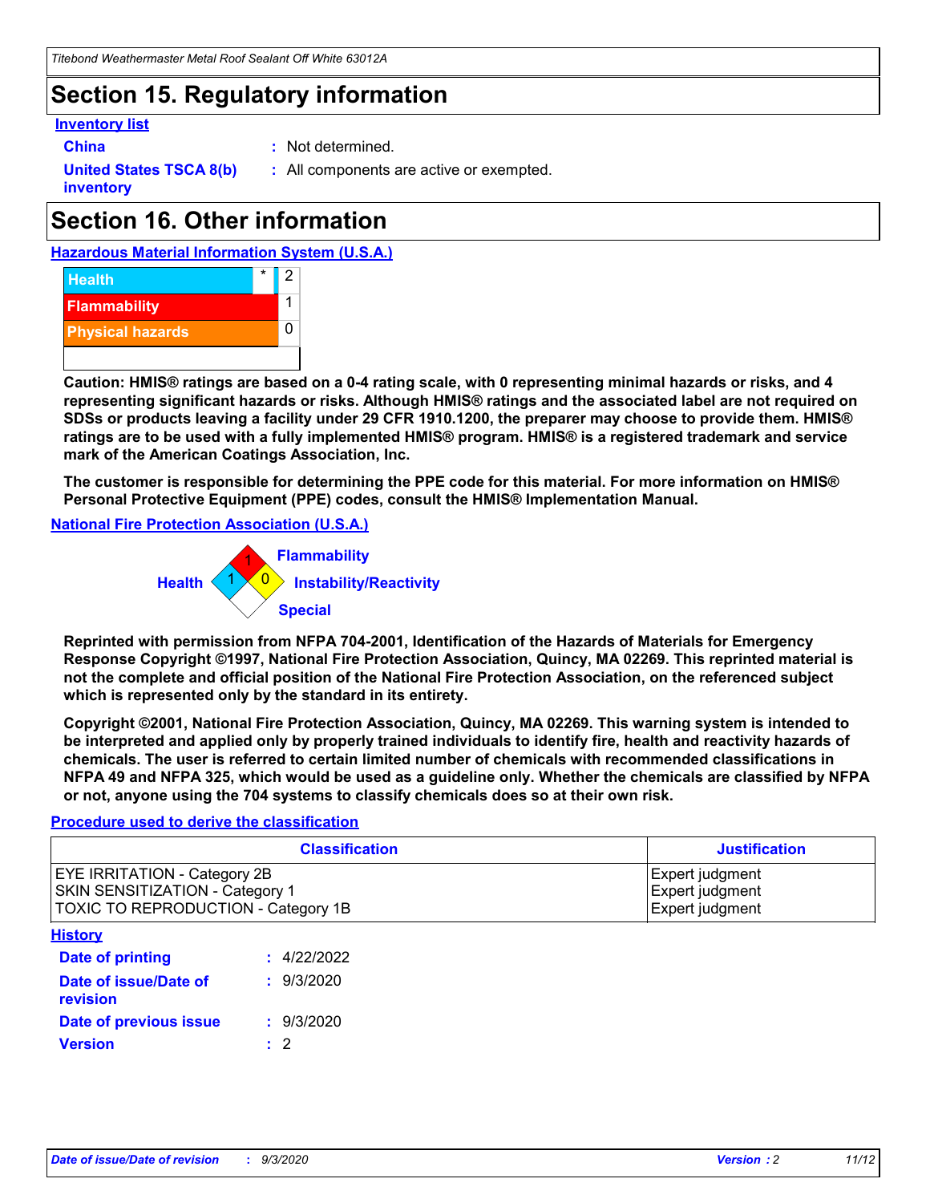## Section 15. Regulatory information

**Inventory list**

**China** : Not determined.

**United States TSCA 8(b) inventory** : All components are active or exempted.

## Section 16. Other information

**Hazardous Material Information System (U.S.A.)**

| | | |
|---|---|---|
| Health | * | 2 |
| Flammability | | 1 |
| Physical hazards | | 0 |

**Caution: HMIS® ratings are based on a 0-4 rating scale, with 0 representing minimal hazards or risks, and 4 representing significant hazards or risks. Although HMIS® ratings and the associated label are not required on SDSs or products leaving a facility under 29 CFR 1910.1200, the preparer may choose to provide them. HMIS® ratings are to be used with a fully implemented HMIS® program. HMIS® is a registered trademark and service mark of the American Coatings Association, Inc.**

**The customer is responsible for determining the PPE code for this material. For more information on HMIS® Personal Protective Equipment (PPE) codes, consult the HMIS® Implementation Manual.**

**National Fire Protection Association (U.S.A.)**

Flammability: 1
Health: 1
Instability/Reactivity: 0
Special:

**Reprinted with permission from NFPA 704-2001, Identification of the Hazards of Materials for Emergency Response Copyright ©1997, National Fire Protection Association, Quincy, MA 02269. This reprinted material is not the complete and official position of the National Fire Protection Association, on the referenced subject which is represented only by the standard in its entirety.**

**Copyright ©2001, National Fire Protection Association, Quincy, MA 02269. This warning system is intended to be interpreted and applied only by properly trained individuals to identify fire, health and reactivity hazards of chemicals. The user is referred to certain limited number of chemicals with recommended classifications in NFPA 49 and NFPA 325, which would be used as a guideline only. Whether the chemicals are classified by NFPA or not, anyone using the 704 systems to classify chemicals does so at their own risk.**

**Procedure used to derive the classification**

| Classification | Justification |
|---|---|
| EYE IRRITATION - Category 2B | Expert judgment |
| SKIN SENSITIZATION - Category 1 | Expert judgment |
| TOXIC TO REPRODUCTION - Category 1B | Expert judgment |

**History**

**Date of printing** : 4/22/2022

**Date of issue/Date of revision** : 9/3/2020

**Date of previous issue** : 9/3/2020

**Version** : 2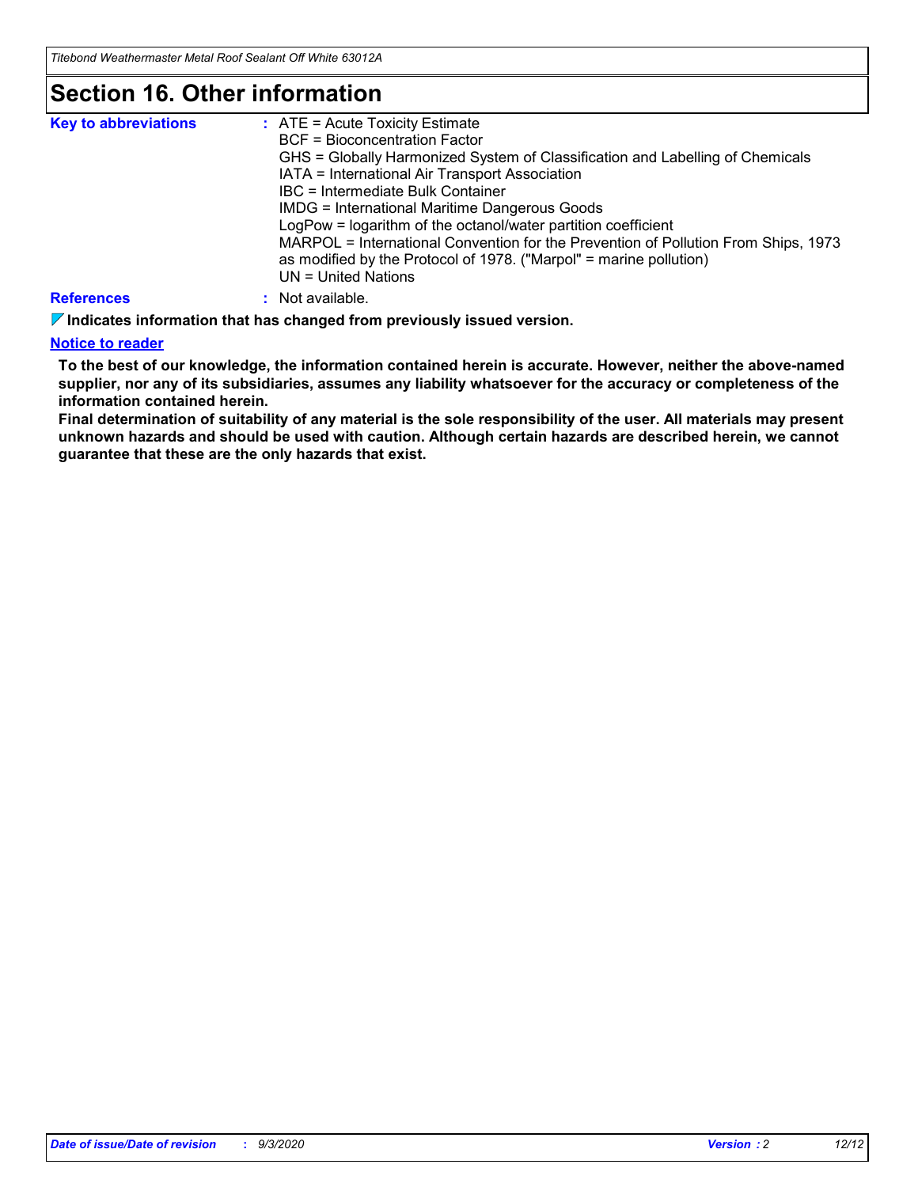# Section 16. Other information

**Key to abbreviations** : ATE = Acute Toxicity Estimate
BCF = Bioconcentration Factor
GHS = Globally Harmonized System of Classification and Labelling of Chemicals
IATA = International Air Transport Association
IBC = Intermediate Bulk Container
IMDG = International Maritime Dangerous Goods
LogPow = logarithm of the octanol/water partition coefficient
MARPOL = International Convention for the Prevention of Pollution From Ships, 1973 as modified by the Protocol of 1978. ("Marpol" = marine pollution)
UN = United Nations

**References** : Not available.

**Indicates information that has changed from previously issued version.**

**Notice to reader**

**To the best of our knowledge, the information contained herein is accurate. However, neither the above-named supplier, nor any of its subsidiaries, assumes any liability whatsoever for the accuracy or completeness of the information contained herein.**

**Final determination of suitability of any material is the sole responsibility of the user. All materials may present unknown hazards and should be used with caution. Although certain hazards are described herein, we cannot guarantee that these are the only hazards that exist.**